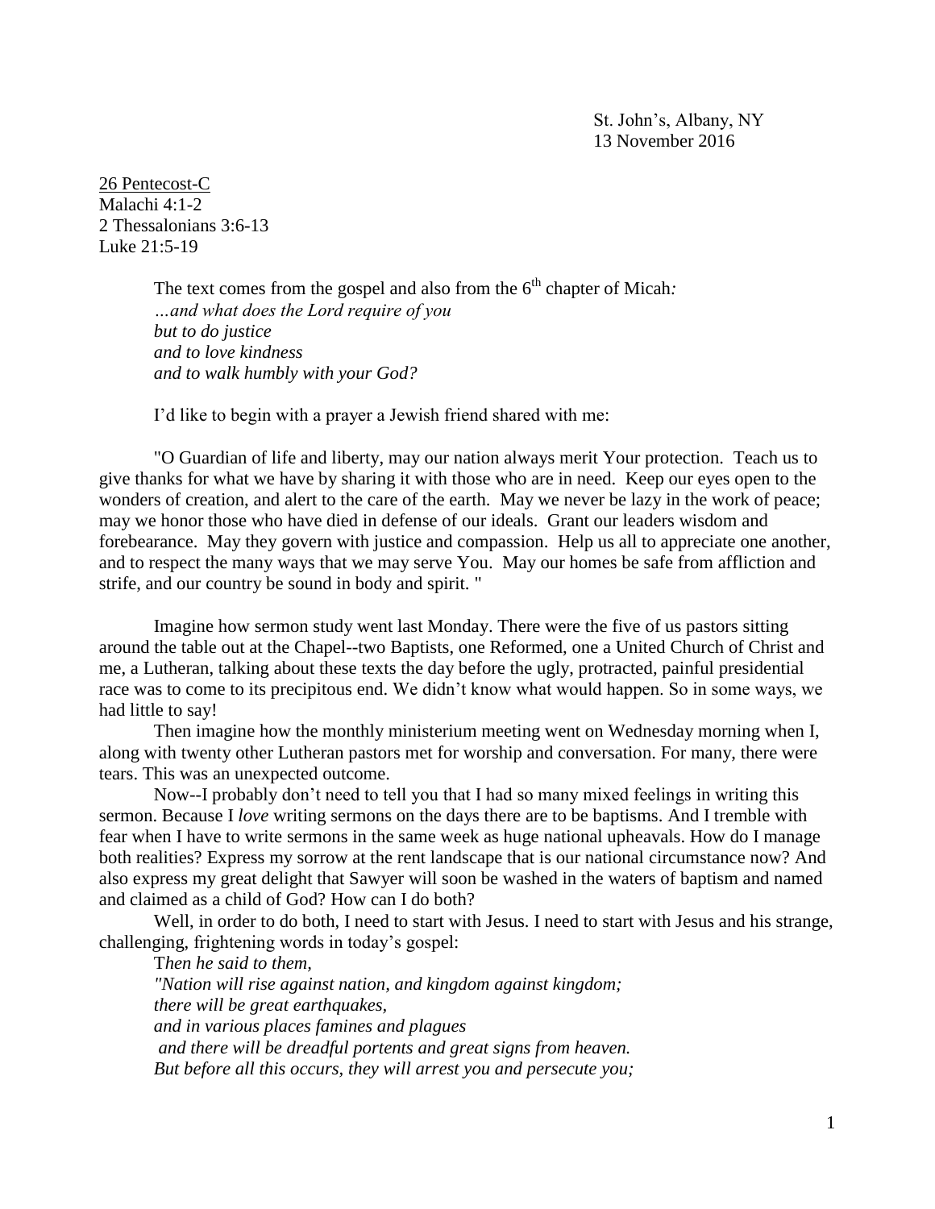St. John's, Albany, NY
13 November 2016

26 Pentecost-C
Malachi 4:1-2
2 Thessalonians 3:6-13
Luke 21:5-19

The text comes from the gospel and also from the 6th chapter of Micah*:*
*…and what does the Lord require of you*
*but to do justice*
*and to love kindness*
*and to walk humbly with your God?*

I'd like to begin with a prayer a Jewish friend shared with me:

"O Guardian of life and liberty, may our nation always merit Your protection. Teach us to give thanks for what we have by sharing it with those who are in need. Keep our eyes open to the wonders of creation, and alert to the care of the earth. May we never be lazy in the work of peace; may we honor those who have died in defense of our ideals. Grant our leaders wisdom and forebearance. May they govern with justice and compassion. Help us all to appreciate one another, and to respect the many ways that we may serve You. May our homes be safe from affliction and strife, and our country be sound in body and spirit. "

Imagine how sermon study went last Monday. There were the five of us pastors sitting around the table out at the Chapel--two Baptists, one Reformed, one a United Church of Christ and me, a Lutheran, talking about these texts the day before the ugly, protracted, painful presidential race was to come to its precipitous end. We didn't know what would happen. So in some ways, we had little to say!

Then imagine how the monthly ministerium meeting went on Wednesday morning when I, along with twenty other Lutheran pastors met for worship and conversation. For many, there were tears. This was an unexpected outcome.

Now--I probably don't need to tell you that I had so many mixed feelings in writing this sermon. Because I *love* writing sermons on the days there are to be baptisms. And I tremble with fear when I have to write sermons in the same week as huge national upheavals. How do I manage both realities? Express my sorrow at the rent landscape that is our national circumstance now? And also express my great delight that Sawyer will soon be washed in the waters of baptism and named and claimed as a child of God? How can I do both?

Well, in order to do both, I need to start with Jesus. I need to start with Jesus and his strange, challenging, frightening words in today's gospel:

T*hen he said to them,*
*"Nation will rise against nation, and kingdom against kingdom;*
*there will be great earthquakes,*
*and in various places famines and plagues*
*and there will be dreadful portents and great signs from heaven.*
*But before all this occurs, they will arrest you and persecute you;*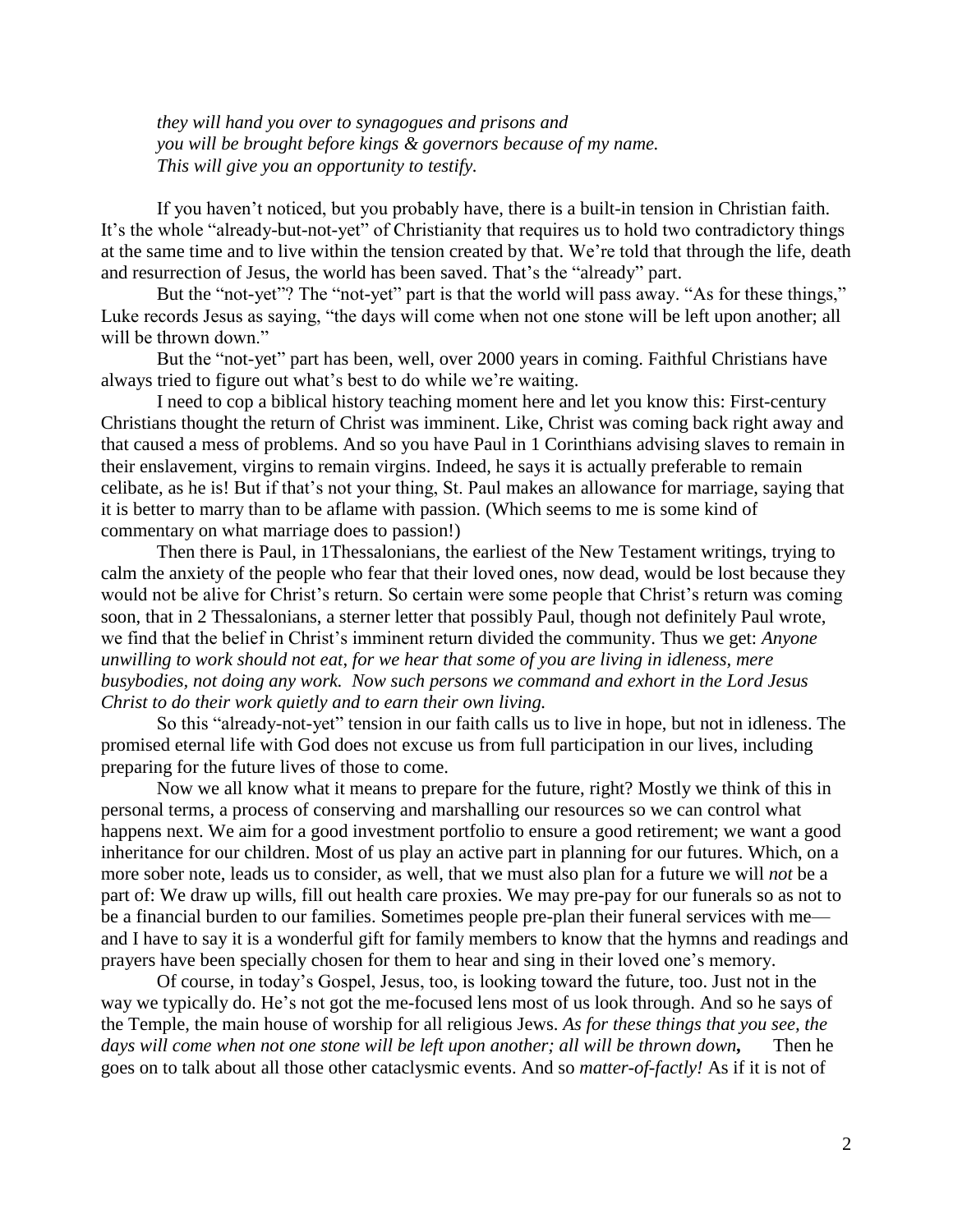*they will hand you over to synagogues and prisons and*
*you will be brought before kings & governors because of my name.*
*This will give you an opportunity to testify.*

If you haven't noticed, but you probably have, there is a built-in tension in Christian faith. It's the whole "already-but-not-yet" of Christianity that requires us to hold two contradictory things at the same time and to live within the tension created by that. We're told that through the life, death and resurrection of Jesus, the world has been saved. That's the "already" part.

But the "not-yet"? The "not-yet" part is that the world will pass away. "As for these things," Luke records Jesus as saying, "the days will come when not one stone will be left upon another; all will be thrown down."

But the "not-yet" part has been, well, over 2000 years in coming. Faithful Christians have always tried to figure out what's best to do while we're waiting.

I need to cop a biblical history teaching moment here and let you know this: First-century Christians thought the return of Christ was imminent. Like, Christ was coming back right away and that caused a mess of problems. And so you have Paul in 1 Corinthians advising slaves to remain in their enslavement, virgins to remain virgins. Indeed, he says it is actually preferable to remain celibate, as he is! But if that's not your thing, St. Paul makes an allowance for marriage, saying that it is better to marry than to be aflame with passion. (Which seems to me is some kind of commentary on what marriage does to passion!)

Then there is Paul, in 1Thessalonians, the earliest of the New Testament writings, trying to calm the anxiety of the people who fear that their loved ones, now dead, would be lost because they would not be alive for Christ's return. So certain were some people that Christ's return was coming soon, that in 2 Thessalonians, a sterner letter that possibly Paul, though not definitely Paul wrote, we find that the belief in Christ's imminent return divided the community. Thus we get: *Anyone unwilling to work should not eat, for we hear that some of you are living in idleness, mere busybodies, not doing any work. Now such persons we command and exhort in the Lord Jesus Christ to do their work quietly and to earn their own living.*

So this "already-not-yet" tension in our faith calls us to live in hope, but not in idleness. The promised eternal life with God does not excuse us from full participation in our lives, including preparing for the future lives of those to come.

Now we all know what it means to prepare for the future, right? Mostly we think of this in personal terms, a process of conserving and marshalling our resources so we can control what happens next. We aim for a good investment portfolio to ensure a good retirement; we want a good inheritance for our children. Most of us play an active part in planning for our futures. Which, on a more sober note, leads us to consider, as well, that we must also plan for a future we will *not* be a part of: We draw up wills, fill out health care proxies. We may pre-pay for our funerals so as not to be a financial burden to our families. Sometimes people pre-plan their funeral services with me—and I have to say it is a wonderful gift for family members to know that the hymns and readings and prayers have been specially chosen for them to hear and sing in their loved one's memory.

Of course, in today's Gospel, Jesus, too, is looking toward the future, too. Just not in the way we typically do. He's not got the me-focused lens most of us look through. And so he says of the Temple, the main house of worship for all religious Jews. *As for these things that you see, the days will come when not one stone will be left upon another; all will be thrown down***,** Then he goes on to talk about all those other cataclysmic events. And so *matter-of-factly!* As if it is not of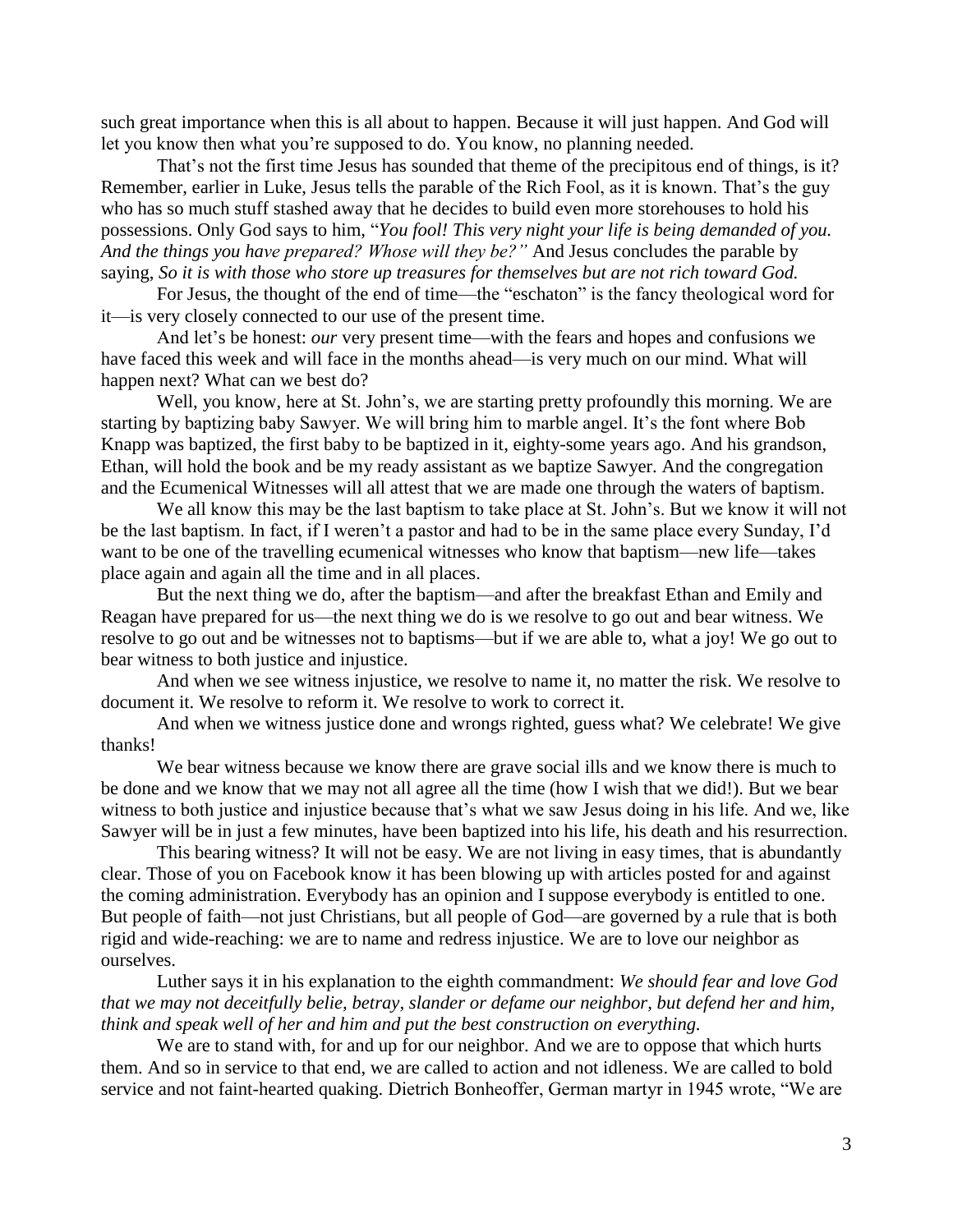such great importance when this is all about to happen. Because it will just happen. And God will let you know then what you're supposed to do. You know, no planning needed.

That's not the first time Jesus has sounded that theme of the precipitous end of things, is it? Remember, earlier in Luke, Jesus tells the parable of the Rich Fool, as it is known. That's the guy who has so much stuff stashed away that he decides to build even more storehouses to hold his possessions. Only God says to him, "*You fool! This very night your life is being demanded of you. And the things you have prepared? Whose will they be?"* And Jesus concludes the parable by saying, *So it is with those who store up treasures for themselves but are not rich toward God.*

For Jesus, the thought of the end of time—the "eschaton" is the fancy theological word for it—is very closely connected to our use of the present time.

And let's be honest: *our* very present time—with the fears and hopes and confusions we have faced this week and will face in the months ahead—is very much on our mind. What will happen next? What can we best do?

Well, you know, here at St. John's, we are starting pretty profoundly this morning. We are starting by baptizing baby Sawyer. We will bring him to marble angel. It's the font where Bob Knapp was baptized, the first baby to be baptized in it, eighty-some years ago. And his grandson, Ethan, will hold the book and be my ready assistant as we baptize Sawyer. And the congregation and the Ecumenical Witnesses will all attest that we are made one through the waters of baptism.

We all know this may be the last baptism to take place at St. John's. But we know it will not be the last baptism. In fact, if I weren't a pastor and had to be in the same place every Sunday, I'd want to be one of the travelling ecumenical witnesses who know that baptism—new life—takes place again and again all the time and in all places.

But the next thing we do, after the baptism—and after the breakfast Ethan and Emily and Reagan have prepared for us—the next thing we do is we resolve to go out and bear witness. We resolve to go out and be witnesses not to baptisms—but if we are able to, what a joy! We go out to bear witness to both justice and injustice.

And when we see witness injustice, we resolve to name it, no matter the risk. We resolve to document it. We resolve to reform it. We resolve to work to correct it.

And when we witness justice done and wrongs righted, guess what? We celebrate! We give thanks!

We bear witness because we know there are grave social ills and we know there is much to be done and we know that we may not all agree all the time (how I wish that we did!). But we bear witness to both justice and injustice because that's what we saw Jesus doing in his life. And we, like Sawyer will be in just a few minutes, have been baptized into his life, his death and his resurrection.

This bearing witness? It will not be easy. We are not living in easy times, that is abundantly clear. Those of you on Facebook know it has been blowing up with articles posted for and against the coming administration. Everybody has an opinion and I suppose everybody is entitled to one. But people of faith—not just Christians, but all people of God—are governed by a rule that is both rigid and wide-reaching: we are to name and redress injustice. We are to love our neighbor as ourselves.

Luther says it in his explanation to the eighth commandment: *We should fear and love God that we may not deceitfully belie, betray, slander or defame our neighbor, but defend her and him, think and speak well of her and him and put the best construction on everything.*

We are to stand with, for and up for our neighbor. And we are to oppose that which hurts them. And so in service to that end, we are called to action and not idleness. We are called to bold service and not faint-hearted quaking. Dietrich Bonheoffer, German martyr in 1945 wrote, "We are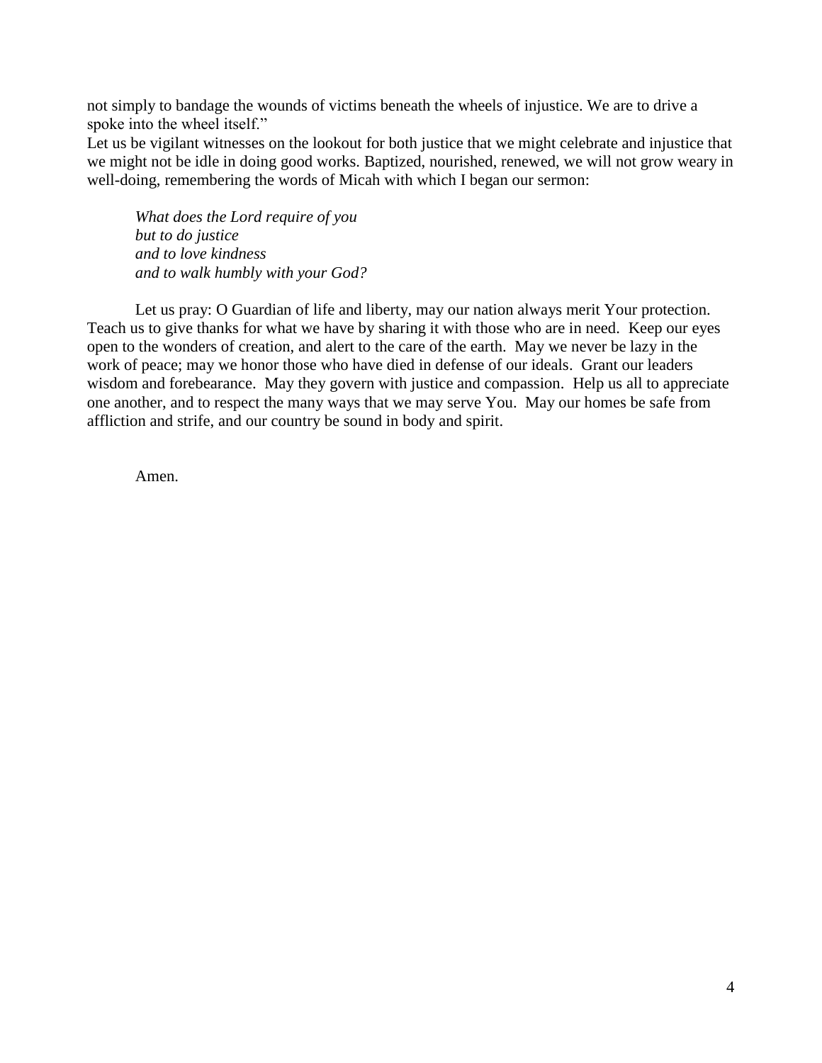not simply to bandage the wounds of victims beneath the wheels of injustice. We are to drive a spoke into the wheel itself."

Let us be vigilant witnesses on the lookout for both justice that we might celebrate and injustice that we might not be idle in doing good works. Baptized, nourished, renewed, we will not grow weary in well-doing, remembering the words of Micah with which I began our sermon:

> *What does the Lord require of you*
> *but to do justice*
> *and to love kindness*
> *and to walk humbly with your God?*

Let us pray: O Guardian of life and liberty, may our nation always merit Your protection. Teach us to give thanks for what we have by sharing it with those who are in need. Keep our eyes open to the wonders of creation, and alert to the care of the earth. May we never be lazy in the work of peace; may we honor those who have died in defense of our ideals. Grant our leaders wisdom and forebearance. May they govern with justice and compassion. Help us all to appreciate one another, and to respect the many ways that we may serve You. May our homes be safe from affliction and strife, and our country be sound in body and spirit.

Amen.